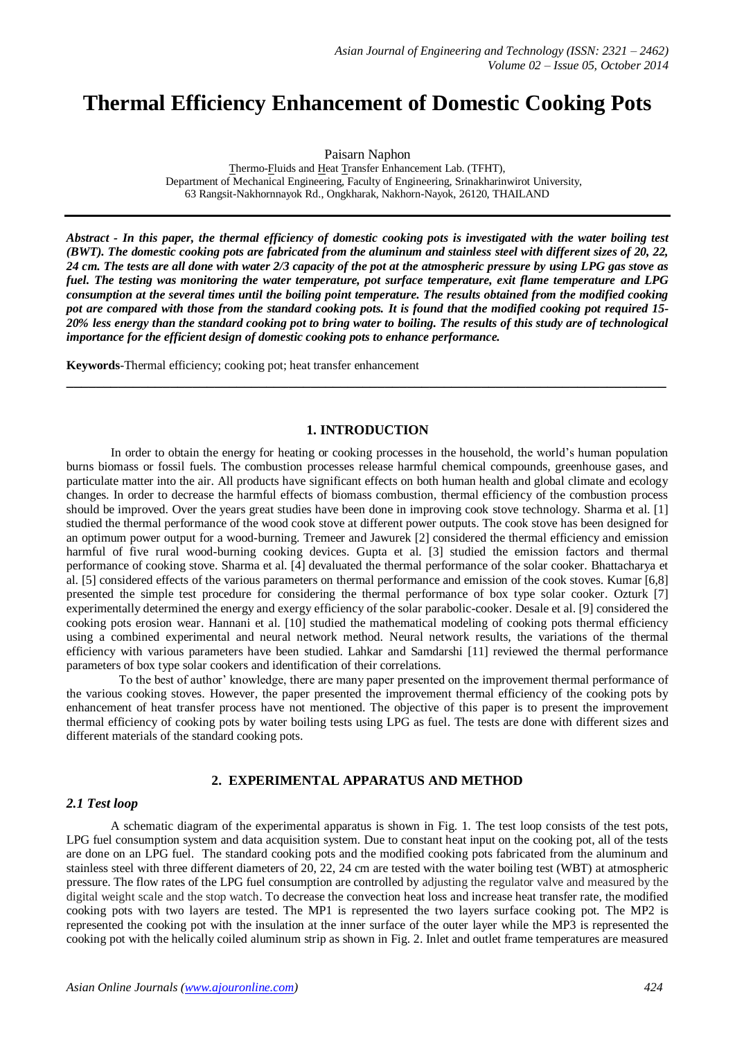# Thermal Efficiency Enhancement of Domestic Cooking Pots

Paisarn Naphon

Thermo-Fluids and Heat Transfer Enhancement Lab. (TFHT),
Department of Mechanical Engineering, Faculty of Engineering, Srinakharinwirot University,
63 Rangsit-Nakhornnayok Rd., Ongkharak, Nakhorn-Nayok, 26120, THAILAND

***Abstract** - In this paper, the thermal efficiency of domestic cooking pots is investigated with the water boiling test (BWT). The domestic cooking pots are fabricated from the aluminum and stainless steel with different sizes of 20, 22, 24 cm. The tests are all done with water 2/3 capacity of the pot at the atmospheric pressure by using LPG gas stove as fuel. The testing was monitoring the water temperature, pot surface temperature, exit flame temperature and LPG consumption at the several times until the boiling point temperature. The results obtained from the modified cooking pot are compared with those from the standard cooking pots. It is found that the modified cooking pot required 15-20% less energy than the standard cooking pot to bring water to boiling. The results of this study are of technological importance for the efficient design of domestic cooking pots to enhance performance.*

**Keywords**-Thermal efficiency; cooking pot; heat transfer enhancement

## 1. INTRODUCTION

In order to obtain the energy for heating or cooking processes in the household, the world's human population burns biomass or fossil fuels. The combustion processes release harmful chemical compounds, greenhouse gases, and particulate matter into the air. All products have significant effects on both human health and global climate and ecology changes. In order to decrease the harmful effects of biomass combustion, thermal efficiency of the combustion process should be improved. Over the years great studies have been done in improving cook stove technology. Sharma et al. [1] studied the thermal performance of the wood cook stove at different power outputs. The cook stove has been designed for an optimum power output for a wood-burning. Tremeer and Jawurek [2] considered the thermal efficiency and emission harmful of five rural wood-burning cooking devices. Gupta et al. [3] studied the emission factors and thermal performance of cooking stove. Sharma et al. [4] devaluated the thermal performance of the solar cooker. Bhattacharya et al. [5] considered effects of the various parameters on thermal performance and emission of the cook stoves. Kumar [6,8] presented the simple test procedure for considering the thermal performance of box type solar cooker. Ozturk [7] experimentally determined the energy and exergy efficiency of the solar parabolic-cooker. Desale et al. [9] considered the cooking pots erosion wear. Hannani et al. [10] studied the mathematical modeling of cooking pots thermal efficiency using a combined experimental and neural network method. Neural network results, the variations of the thermal efficiency with various parameters have been studied. Lahkar and Samdarshi [11] reviewed the thermal performance parameters of box type solar cookers and identification of their correlations.

To the best of author' knowledge, there are many paper presented on the improvement thermal performance of the various cooking stoves. However, the paper presented the improvement thermal efficiency of the cooking pots by enhancement of heat transfer process have not mentioned. The objective of this paper is to present the improvement thermal efficiency of cooking pots by water boiling tests using LPG as fuel. The tests are done with different sizes and different materials of the standard cooking pots.

## 2. EXPERIMENTAL APPARATUS AND METHOD

### *2.1 Test loop*

A schematic diagram of the experimental apparatus is shown in Fig. 1. The test loop consists of the test pots, LPG fuel consumption system and data acquisition system. Due to constant heat input on the cooking pot, all of the tests are done on an LPG fuel. The standard cooking pots and the modified cooking pots fabricated from the aluminum and stainless steel with three different diameters of 20, 22, 24 cm are tested with the water boiling test (WBT) at atmospheric pressure. The flow rates of the LPG fuel consumption are controlled by adjusting the regulator valve and measured by the digital weight scale and the stop watch. To decrease the convection heat loss and increase heat transfer rate, the modified cooking pots with two layers are tested. The MP1 is represented the two layers surface cooking pot. The MP2 is represented the cooking pot with the insulation at the inner surface of the outer layer while the MP3 is represented the cooking pot with the helically coiled aluminum strip as shown in Fig. 2. Inlet and outlet frame temperatures are measured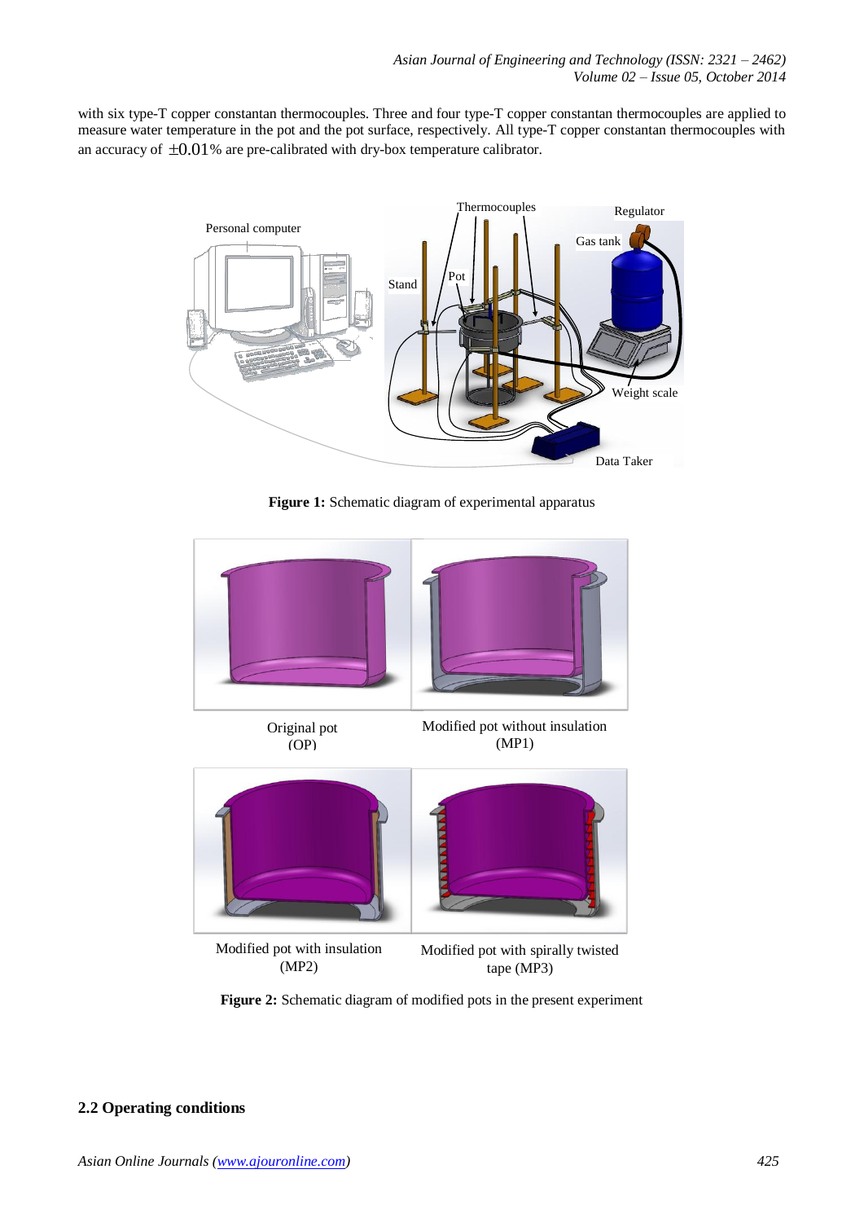with six type-T copper constantan thermocouples. Three and four type-T copper constantan thermocouples are applied to measure water temperature in the pot and the pot surface, respectively. All type-T copper constantan thermocouples with an accuracy of $\pm 0.01\%$ are pre-calibrated with dry-box temperature calibrator.

**Figure 1:** Schematic diagram of experimental apparatus

Original pot (OP)

Modified pot without insulation (MP1)

Modified pot with insulation (MP2)

Modified pot with spirally twisted tape (MP3)

**Figure 2:** Schematic diagram of modified pots in the present experiment

## 2.2 Operating conditions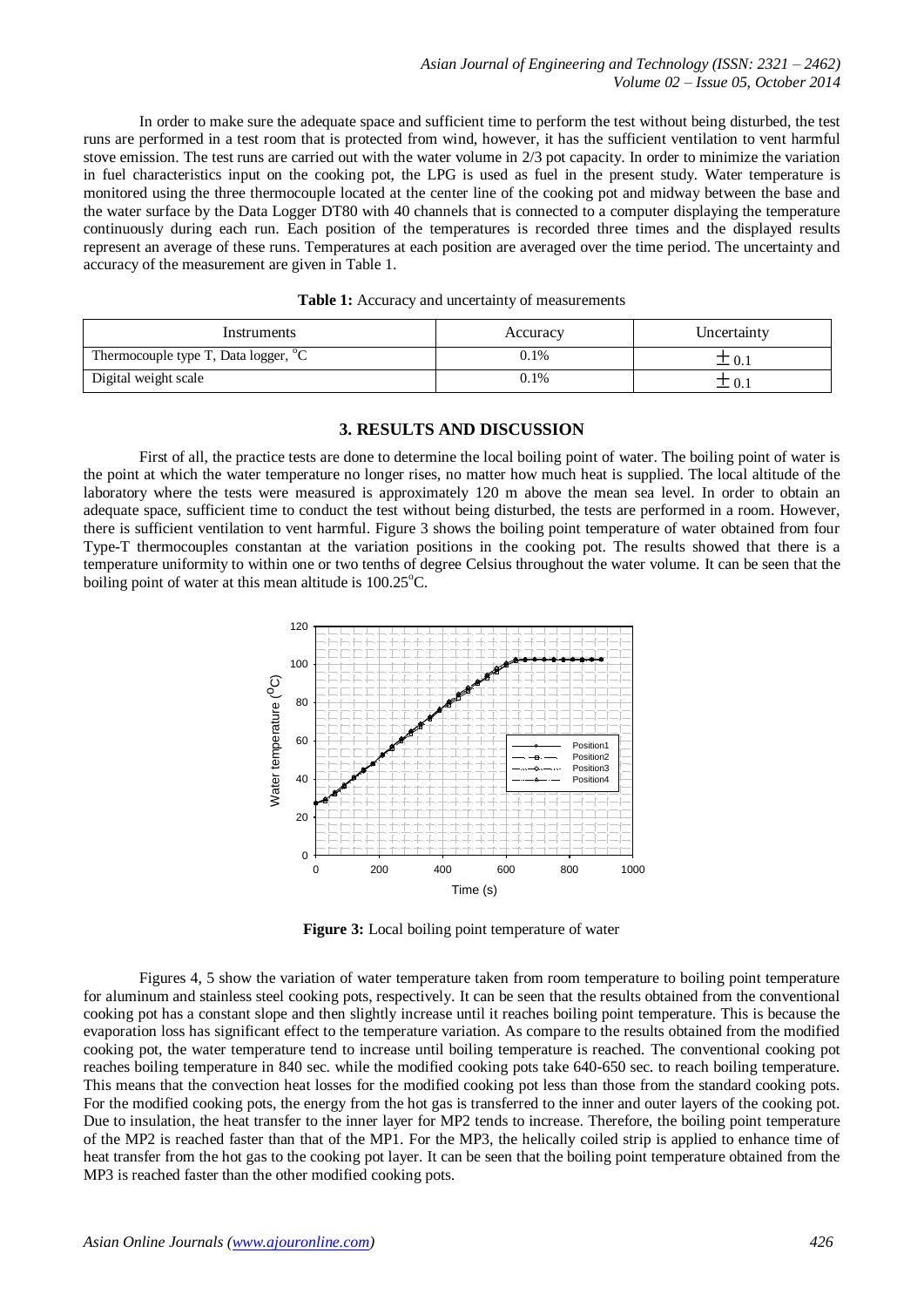In order to make sure the adequate space and sufficient time to perform the test without being disturbed, the test runs are performed in a test room that is protected from wind, however, it has the sufficient ventilation to vent harmful stove emission. The test runs are carried out with the water volume in 2/3 pot capacity. In order to minimize the variation in fuel characteristics input on the cooking pot, the LPG is used as fuel in the present study. Water temperature is monitored using the three thermocouple located at the center line of the cooking pot and midway between the base and the water surface by the Data Logger DT80 with 40 channels that is connected to a computer displaying the temperature continuously during each run. Each position of the temperatures is recorded three times and the displayed results represent an average of these runs. Temperatures at each position are averaged over the time period. The uncertainty and accuracy of the measurement are given in Table 1.

**Table 1:** Accuracy and uncertainty of measurements

| Instruments | Accuracy | Uncertainty |
|---|---|---|
| Thermocouple type T, Data logger, $^{o}$C | 0.1% | $\pm 0.1$ |
| Digital weight scale | 0.1% | $\pm 0.1$ |

## 3. RESULTS AND DISCUSSION

First of all, the practice tests are done to determine the local boiling point of water. The boiling point of water is the point at which the water temperature no longer rises, no matter how much heat is supplied. The local altitude of the laboratory where the tests were measured is approximately 120 m above the mean sea level. In order to obtain an adequate space, sufficient time to conduct the test without being disturbed, the tests are performed in a room. However, there is sufficient ventilation to vent harmful. Figure 3 shows the boiling point temperature of water obtained from four Type-T thermocouples constantan at the variation positions in the cooking pot. The results showed that there is a temperature uniformity to within one or two tenths of degree Celsius throughout the water volume. It can be seen that the boiling point of water at this mean altitude is 100.25$^{o}$C.

**Figure 3:** Local boiling point temperature of water

Figures 4, 5 show the variation of water temperature taken from room temperature to boiling point temperature for aluminum and stainless steel cooking pots, respectively. It can be seen that the results obtained from the conventional cooking pot has a constant slope and then slightly increase until it reaches boiling point temperature. This is because the evaporation loss has significant effect to the temperature variation. As compare to the results obtained from the modified cooking pot, the water temperature tend to increase until boiling temperature is reached. The conventional cooking pot reaches boiling temperature in 840 sec. while the modified cooking pots take 640-650 sec. to reach boiling temperature. This means that the convection heat losses for the modified cooking pot less than those from the standard cooking pots. For the modified cooking pots, the energy from the hot gas is transferred to the inner and outer layers of the cooking pot. Due to insulation, the heat transfer to the inner layer for MP2 tends to increase. Therefore, the boiling point temperature of the MP2 is reached faster than that of the MP1. For the MP3, the helically coiled strip is applied to enhance time of heat transfer from the hot gas to the cooking pot layer. It can be seen that the boiling point temperature obtained from the MP3 is reached faster than the other modified cooking pots.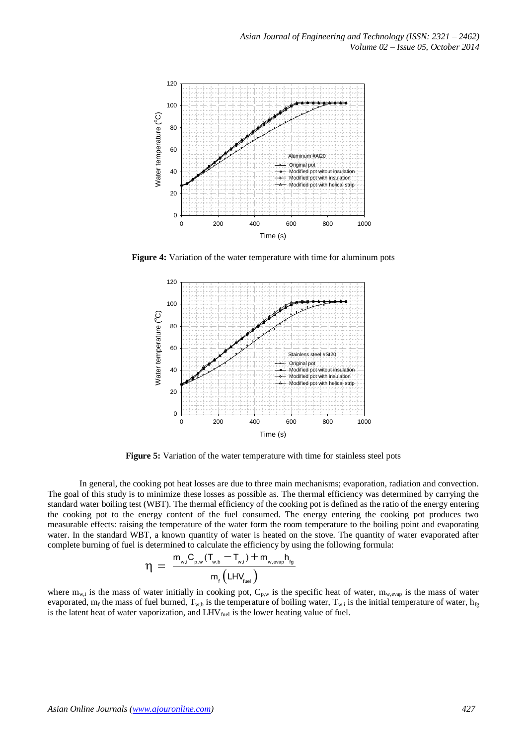**Figure 4:** Variation of the water temperature with time for aluminum pots

**Figure 5:** Variation of the water temperature with time for stainless steel pots

In general, the cooking pot heat losses are due to three main mechanisms; evaporation, radiation and convection. The goal of this study is to minimize these losses as possible as. The thermal efficiency was determined by carrying the standard water boiling test (WBT). The thermal efficiency of the cooking pot is defined as the ratio of the energy entering the cooking pot to the energy content of the fuel consumed. The energy entering the cooking pot produces two measurable effects: raising the temperature of the water form the room temperature to the boiling point and evaporating water. In the standard WBT, a known quantity of water is heated on the stove. The quantity of water evaporated after complete burning of fuel is determined to calculate the efficiency by using the following formula:

$$\eta = \frac{m_{w,i} C_{p,w} (T_{w,b} - T_{w,i}) + m_{w,evap} h_{fg}}{m_f \left( LHV_{fuel} \right)}$$

where $m_{w,i}$ is the mass of water initially in cooking pot, $C_{p,w}$ is the specific heat of water, $m_{w,evap}$ is the mass of water evaporated, $m_f$ the mass of fuel burned, $T_{w,b}$ is the temperature of boiling water, $T_{w,i}$ is the initial temperature of water, $h_{fg}$ is the latent heat of water vaporization, and $LHV_{fuel}$ is the lower heating value of fuel.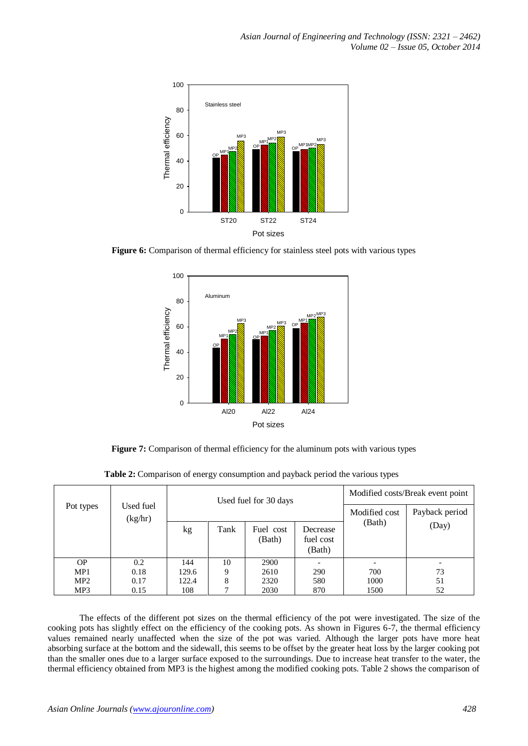**Figure 6:** Comparison of thermal efficiency for stainless steel pots with various types

**Figure 7:** Comparison of thermal efficiency for the aluminum pots with various types

**Table 2:** Comparison of energy consumption and payback period the various types

| Pot types | Used fuel (kg/hr) | Used fuel for 30 days | | | | Modified costs/Break event point | |
|---|---|---|---|---|---|---|---|
| | | kg | Tank | Fuel cost (Bath) | Decrease fuel cost (Bath) | Modified cost (Bath) | Payback period (Day) |
| OP | 0.2 | 144 | 10 | 2900 | - | - | - |
| MP1 | 0.18 | 129.6 | 9 | 2610 | 290 | 700 | 73 |
| MP2 | 0.17 | 122.4 | 8 | 2320 | 580 | 1000 | 51 |
| MP3 | 0.15 | 108 | 7 | 2030 | 870 | 1500 | 52 |

The effects of the different pot sizes on the thermal efficiency of the pot were investigated. The size of the cooking pots has slightly effect on the efficiency of the cooking pots. As shown in Figures 6-7, the thermal efficiency values remained nearly unaffected when the size of the pot was varied. Although the larger pots have more heat absorbing surface at the bottom and the sidewall, this seems to be offset by the greater heat loss by the larger cooking pot than the smaller ones due to a larger surface exposed to the surroundings. Due to increase heat transfer to the water, the thermal efficiency obtained from MP3 is the highest among the modified cooking pots. Table 2 shows the comparison of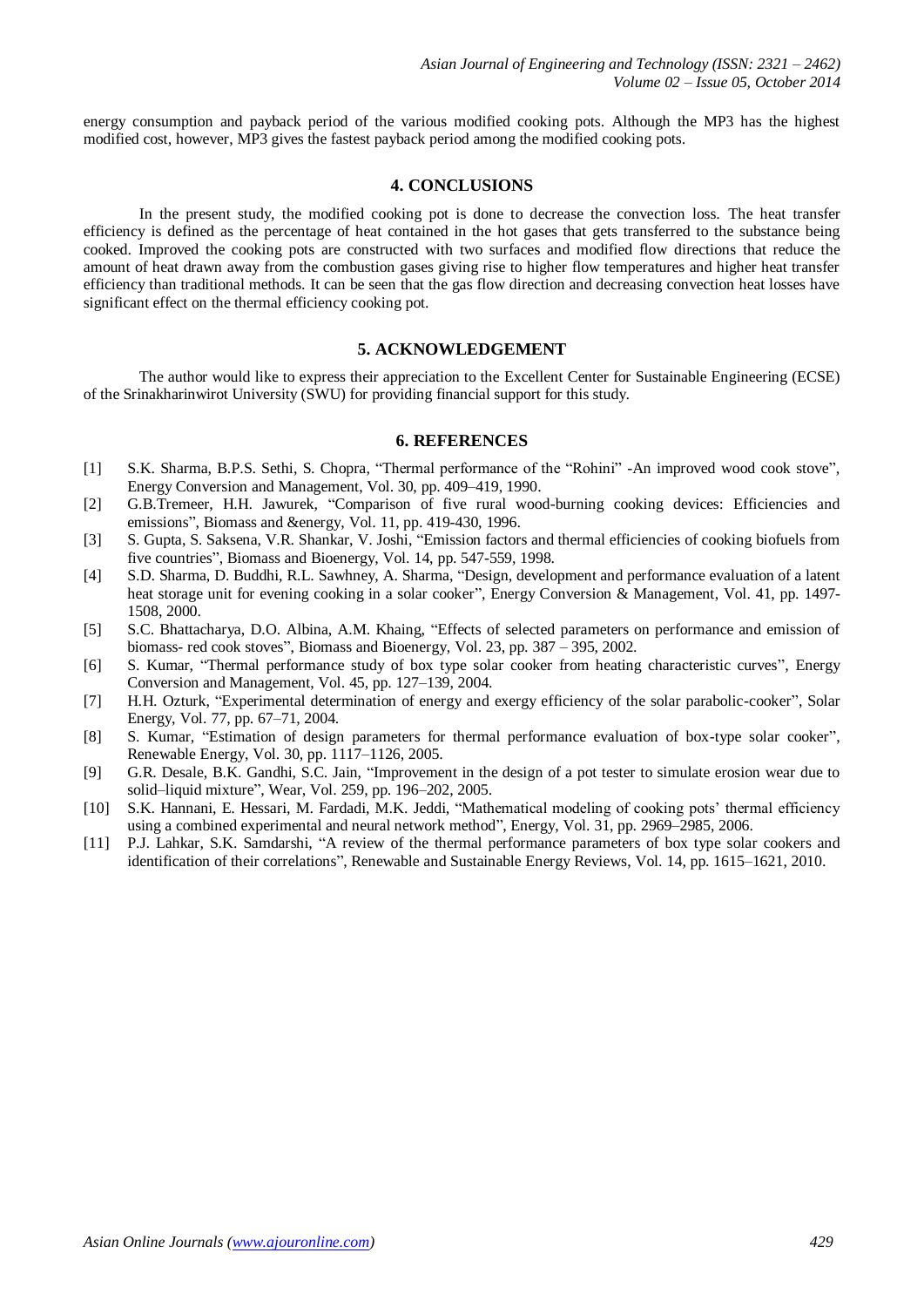energy consumption and payback period of the various modified cooking pots. Although the MP3 has the highest modified cost, however, MP3 gives the fastest payback period among the modified cooking pots.

## 4. CONCLUSIONS

In the present study, the modified cooking pot is done to decrease the convection loss. The heat transfer efficiency is defined as the percentage of heat contained in the hot gases that gets transferred to the substance being cooked. Improved the cooking pots are constructed with two surfaces and modified flow directions that reduce the amount of heat drawn away from the combustion gases giving rise to higher flow temperatures and higher heat transfer efficiency than traditional methods. It can be seen that the gas flow direction and decreasing convection heat losses have significant effect on the thermal efficiency cooking pot.

## 5. ACKNOWLEDGEMENT

The author would like to express their appreciation to the Excellent Center for Sustainable Engineering (ECSE) of the Srinakharinwirot University (SWU) for providing financial support for this study.

## 6. REFERENCES

[1] S.K. Sharma, B.P.S. Sethi, S. Chopra, "Thermal performance of the "Rohini" -An improved wood cook stove", Energy Conversion and Management, Vol. 30, pp. 409–419, 1990.

[2] G.B.Tremeer, H.H. Jawurek, "Comparison of five rural wood-burning cooking devices: Efficiencies and emissions", Biomass and &energy, Vol. 11, pp. 419-430, 1996.

[3] S. Gupta, S. Saksena, V.R. Shankar, V. Joshi, "Emission factors and thermal efficiencies of cooking biofuels from five countries", Biomass and Bioenergy, Vol. 14, pp. 547-559, 1998.

[4] S.D. Sharma, D. Buddhi, R.L. Sawhney, A. Sharma, "Design, development and performance evaluation of a latent heat storage unit for evening cooking in a solar cooker", Energy Conversion & Management, Vol. 41, pp. 1497-1508, 2000.

[5] S.C. Bhattacharya, D.O. Albina, A.M. Khaing, "Effects of selected parameters on performance and emission of biomass- red cook stoves", Biomass and Bioenergy, Vol. 23, pp. 387 – 395, 2002.

[6] S. Kumar, "Thermal performance study of box type solar cooker from heating characteristic curves", Energy Conversion and Management, Vol. 45, pp. 127–139, 2004.

[7] H.H. Ozturk, "Experimental determination of energy and exergy efficiency of the solar parabolic-cooker", Solar Energy, Vol. 77, pp. 67–71, 2004.

[8] S. Kumar, "Estimation of design parameters for thermal performance evaluation of box-type solar cooker", Renewable Energy, Vol. 30, pp. 1117–1126, 2005.

[9] G.R. Desale, B.K. Gandhi, S.C. Jain, "Improvement in the design of a pot tester to simulate erosion wear due to solid–liquid mixture", Wear, Vol. 259, pp. 196–202, 2005.

[10] S.K. Hannani, E. Hessari, M. Fardadi, M.K. Jeddi, "Mathematical modeling of cooking pots' thermal efficiency using a combined experimental and neural network method", Energy, Vol. 31, pp. 2969–2985, 2006.

[11] P.J. Lahkar, S.K. Samdarshi, "A review of the thermal performance parameters of box type solar cookers and identification of their correlations", Renewable and Sustainable Energy Reviews, Vol. 14, pp. 1615–1621, 2010.